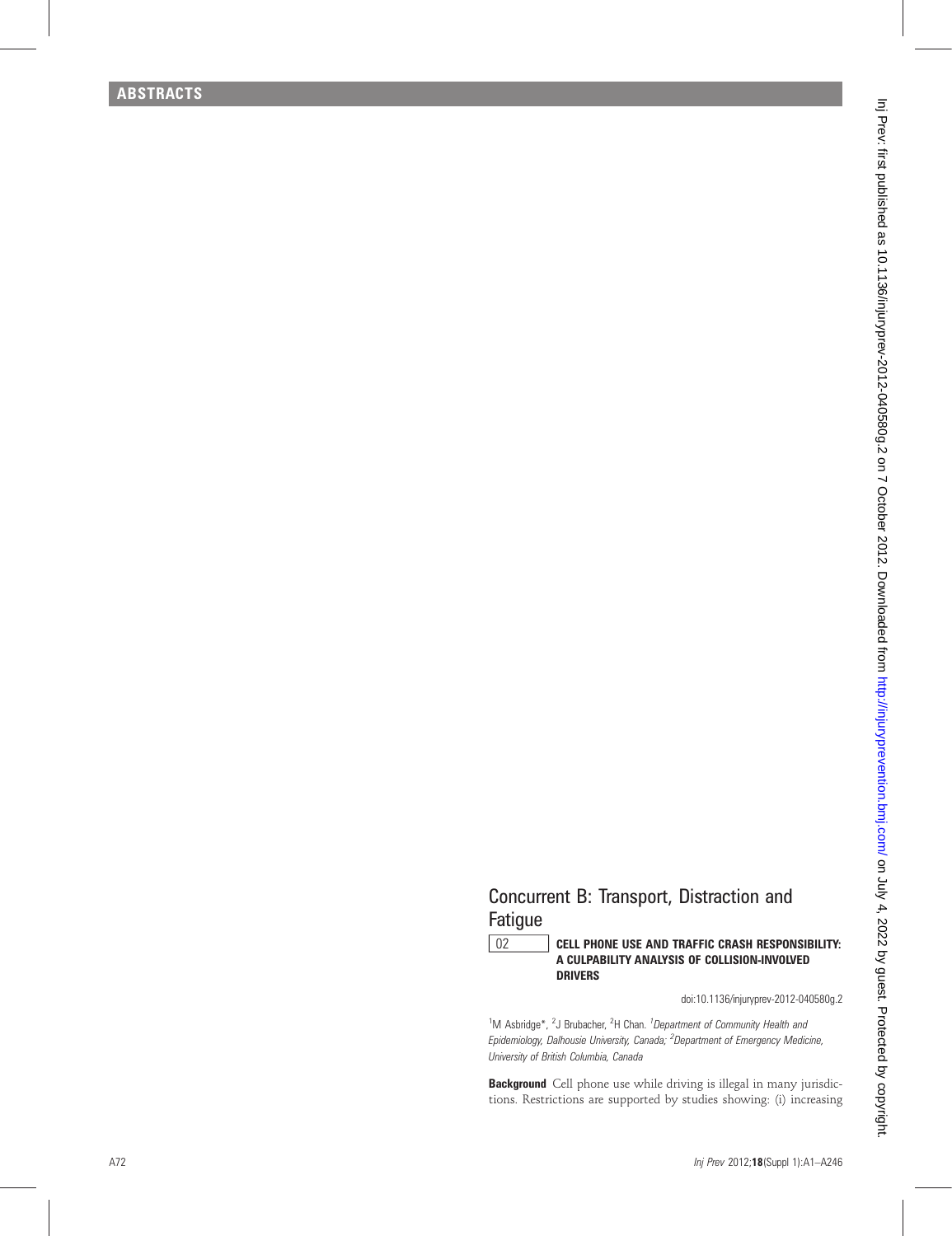## Concurrent B: Transport, Distraction and Fatigue

02 **CELL PHONE USE AND TRAFFIC CRASH RESPONSIBILITY: A CULPABILITY ANALYSIS OF COLLISION-INVOLVED DRIVERS**

doi:10.1136/injuryprev-2012-040580g.2

[1]M Asbridge*, [2]J Brubacher, [2]H Chan. [1]*Department of Community Health and Epidemiology, Dalhousie University, Canada;* [2]*Department of Emergency Medicine, University of British Columbia, Canada*

**Background** Cell phone use while driving is illegal in many jurisdictions. Restrictions are supported by studies showing: (i) increasing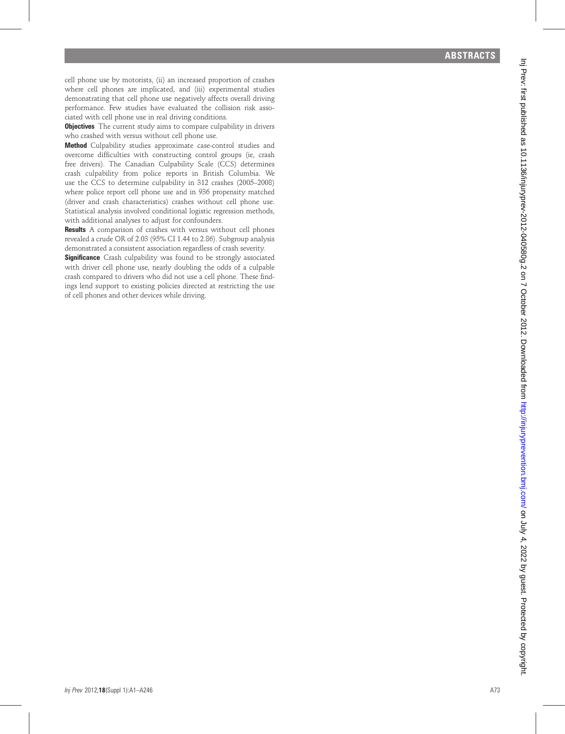cell phone use by motorists, (ii) an increased proportion of crashes where cell phones are implicated, and (iii) experimental studies demonstrating that cell phone use negatively affects overall driving performance. Few studies have evaluated the collision risk associated with cell phone use in real driving conditions.

**Objectives** The current study aims to compare culpability in drivers who crashed with versus without cell phone use.

**Method** Culpability studies approximate case-control studies and overcome difficulties with constructing control groups (ie, crash free drivers). The Canadian Culpability Scale (CCS) determines crash culpability from police reports in British Columbia. We use the CCS to determine culpability in 312 crashes (2005–2008) where police report cell phone use and in 936 propensity matched (driver and crash characteristics) crashes without cell phone use. Statistical analysis involved conditional logistic regression methods, with additional analyses to adjust for confounders.

**Results** A comparison of crashes with versus without cell phones revealed a crude OR of 2.03 (95% CI 1.44 to 2.86). Subgroup analysis demonstrated a consistent association regardless of crash severity.

**Significance** Crash culpability was found to be strongly associated with driver cell phone use, nearly doubling the odds of a culpable crash compared to drivers who did not use a cell phone. These findings lend support to existing policies directed at restricting the use of cell phones and other devices while driving.